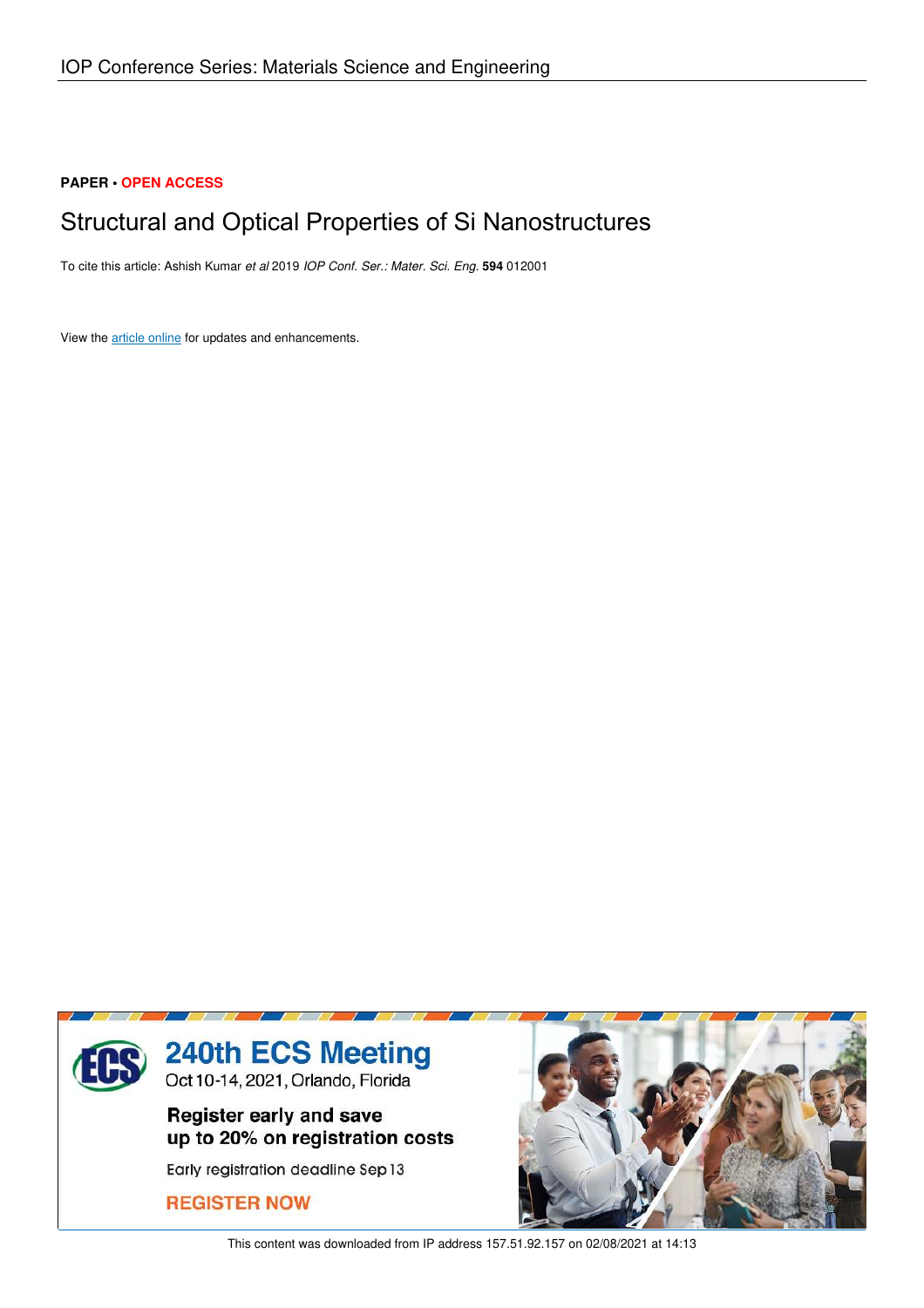**PAPER • OPEN ACCESS**

# Structural and Optical Properties of Si Nanostructures

To cite this article: Ashish Kumar *et al* 2019 *IOP Conf. Ser.: Mater. Sci. Eng.* **594** 012001

View the article online for updates and enhancements.

This content was downloaded from IP address 157.51.92.157 on 02/08/2021 at 14:13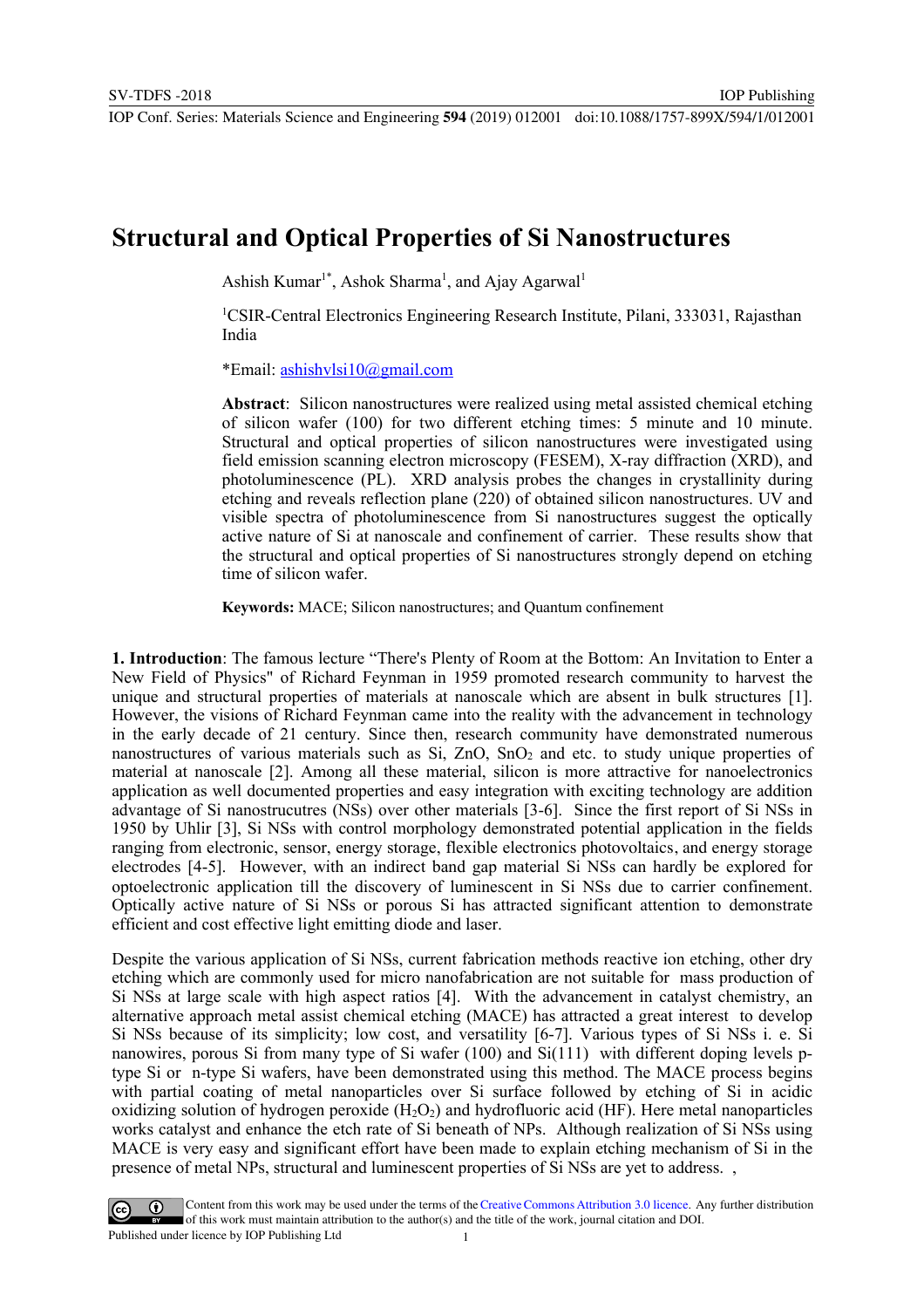# Structural and Optical Properties of Si Nanostructures

Ashish Kumar[1*], Ashok Sharma[1], and Ajay Agarwal[1]

[1]CSIR-Central Electronics Engineering Research Institute, Pilani, 333031, Rajasthan India

*Email: ashishvlsi10@gmail.com

**Abstract**: Silicon nanostructures were realized using metal assisted chemical etching of silicon wafer (100) for two different etching times: 5 minute and 10 minute. Structural and optical properties of silicon nanostructures were investigated using field emission scanning electron microscopy (FESEM), X-ray diffraction (XRD), and photoluminescence (PL). XRD analysis probes the changes in crystallinity during etching and reveals reflection plane (220) of obtained silicon nanostructures. UV and visible spectra of photoluminescence from Si nanostructures suggest the optically active nature of Si at nanoscale and confinement of carrier. These results show that the structural and optical properties of Si nanostructures strongly depend on etching time of silicon wafer.

**Keywords:** MACE; Silicon nanostructures; and Quantum confinement

**1. Introduction**: The famous lecture "There's Plenty of Room at the Bottom: An Invitation to Enter a New Field of Physics" of Richard Feynman in 1959 promoted research community to harvest the unique and structural properties of materials at nanoscale which are absent in bulk structures [1]. However, the visions of Richard Feynman came into the reality with the advancement in technology in the early decade of 21 century. Since then, research community have demonstrated numerous nanostructures of various materials such as Si, ZnO, $SnO_2$ and etc. to study unique properties of material at nanoscale [2]. Among all these material, silicon is more attractive for nanoelectronics application as well documented properties and easy integration with exciting technology are addition advantage of Si nanostrucutres (NSs) over other materials [3-6]. Since the first report of Si NSs in 1950 by Uhlir [3], Si NSs with control morphology demonstrated potential application in the fields ranging from electronic, sensor, energy storage, flexible electronics photovoltaics, and energy storage electrodes [4-5]. However, with an indirect band gap material Si NSs can hardly be explored for optoelectronic application till the discovery of luminescent in Si NSs due to carrier confinement. Optically active nature of Si NSs or porous Si has attracted significant attention to demonstrate efficient and cost effective light emitting diode and laser.

Despite the various application of Si NSs, current fabrication methods reactive ion etching, other dry etching which are commonly used for micro nanofabrication are not suitable for mass production of Si NSs at large scale with high aspect ratios [4]. With the advancement in catalyst chemistry, an alternative approach metal assist chemical etching (MACE) has attracted a great interest to develop Si NSs because of its simplicity; low cost, and versatility [6-7]. Various types of Si NSs i. e. Si nanowires, porous Si from many type of Si wafer (100) and Si(111) with different doping levels p-type Si or n-type Si wafers, have been demonstrated using this method. The MACE process begins with partial coating of metal nanoparticles over Si surface followed by etching of Si in acidic oxidizing solution of hydrogen peroxide ($H_2O_2$) and hydrofluoric acid (HF). Here metal nanoparticles works catalyst and enhance the etch rate of Si beneath of NPs. Although realization of Si NSs using MACE is very easy and significant effort have been made to explain etching mechanism of Si in the presence of metal NPs, structural and luminescent properties of Si NSs are yet to address. ,

Content from this work may be used under the terms of the Creative Commons Attribution 3.0 licence. Any further distribution of this work must maintain attribution to the author(s) and the title of the work, journal citation and DOI.
Published under licence by IOP Publishing Ltd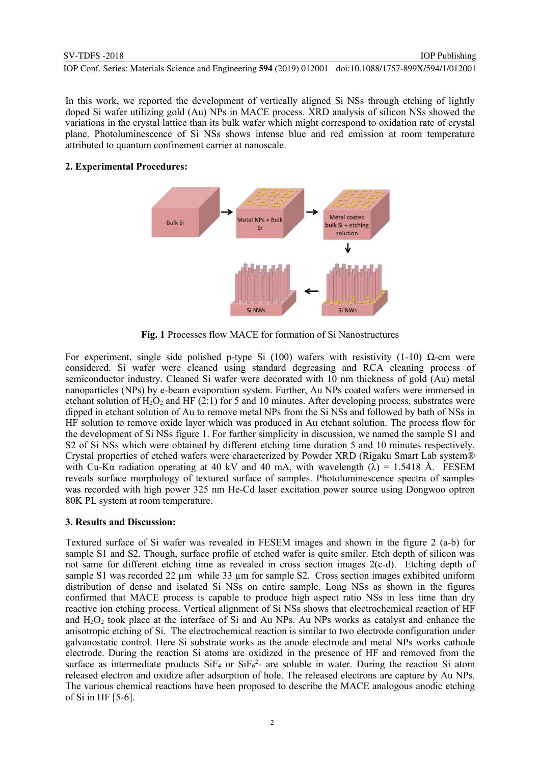In this work, we reported the development of vertically aligned Si NSs through etching of lightly doped Si wafer utilizing gold (Au) NPs in MACE process. XRD analysis of silicon NSs showed the variations in the crystal lattice than its bulk wafer which might correspond to oxidation rate of crystal plane. Photoluminescence of Si NSs shows intense blue and red emission at room temperature attributed to quantum confinement carrier at nanoscale.

## 2. Experimental Procedures:

**Fig. 1** Processes flow MACE for formation of Si Nanostructures

For experiment, single side polished p-type Si (100) wafers with resistivity (1-10) Ω-cm were considered. Si wafer were cleaned using standard degreasing and RCA cleaning process of semiconductor industry. Cleaned Si wafer were decorated with 10 nm thickness of gold (Au) metal nanoparticles (NPs) by e-beam evaporation system. Further, Au NPs coated wafers were immersed in etchant solution of $H_2O_2$ and HF (2:1) for 5 and 10 minutes. After developing process, substrates were dipped in etchant solution of Au to remove metal NPs from the Si NSs and followed by bath of NSs in HF solution to remove oxide layer which was produced in Au etchant solution. The process flow for the development of Si NSs figure 1. For further simplicity in discussion, we named the sample S1 and S2 of Si NSs which were obtained by different etching time duration 5 and 10 minutes respectively. Crystal properties of etched wafers were characterized by Powder XRD (Rigaku Smart Lab system® with Cu-Kα radiation operating at 40 kV and 40 mA, with wavelength (λ) = 1.5418 Å. FESEM reveals surface morphology of textured surface of samples. Photoluminescence spectra of samples was recorded with high power 325 nm He-Cd laser excitation power source using Dongwoo optron 80K PL system at room temperature.

## 3. Results and Discussion:

Textured surface of Si wafer was revealed in FESEM images and shown in the figure 2 (a-b) for sample S1 and S2. Though, surface profile of etched wafer is quite smiler. Etch depth of silicon was not same for different etching time as revealed in cross section images 2(c-d). Etching depth of sample S1 was recorded 22 µm while 33 µm for sample S2. Cross section images exhibited uniform distribution of dense and isolated Si NSs on entire sample. Long NSs as shown in the figures confirmed that MACE process is capable to produce high aspect ratio NSs in less time than dry reactive ion etching process. Vertical alignment of Si NSs shows that electrochemical reaction of HF and $H_2O_2$ took place at the interface of Si and Au NPs. Au NPs works as catalyst and enhance the anisotropic etching of Si. The electrochemical reaction is similar to two electrode configuration under galvanostatic control. Here Si substrate works as the anode electrode and metal NPs works cathode electrode. During the reaction Si atoms are oxidized in the presence of HF and removed from the surface as intermediate products $SiF_4$ or $SiF_6^{2-}$ are soluble in water. During the reaction Si atom released electron and oxidize after adsorption of hole. The released electrons are capture by Au NPs. The various chemical reactions have been proposed to describe the MACE analogous anodic etching of Si in HF [5-6].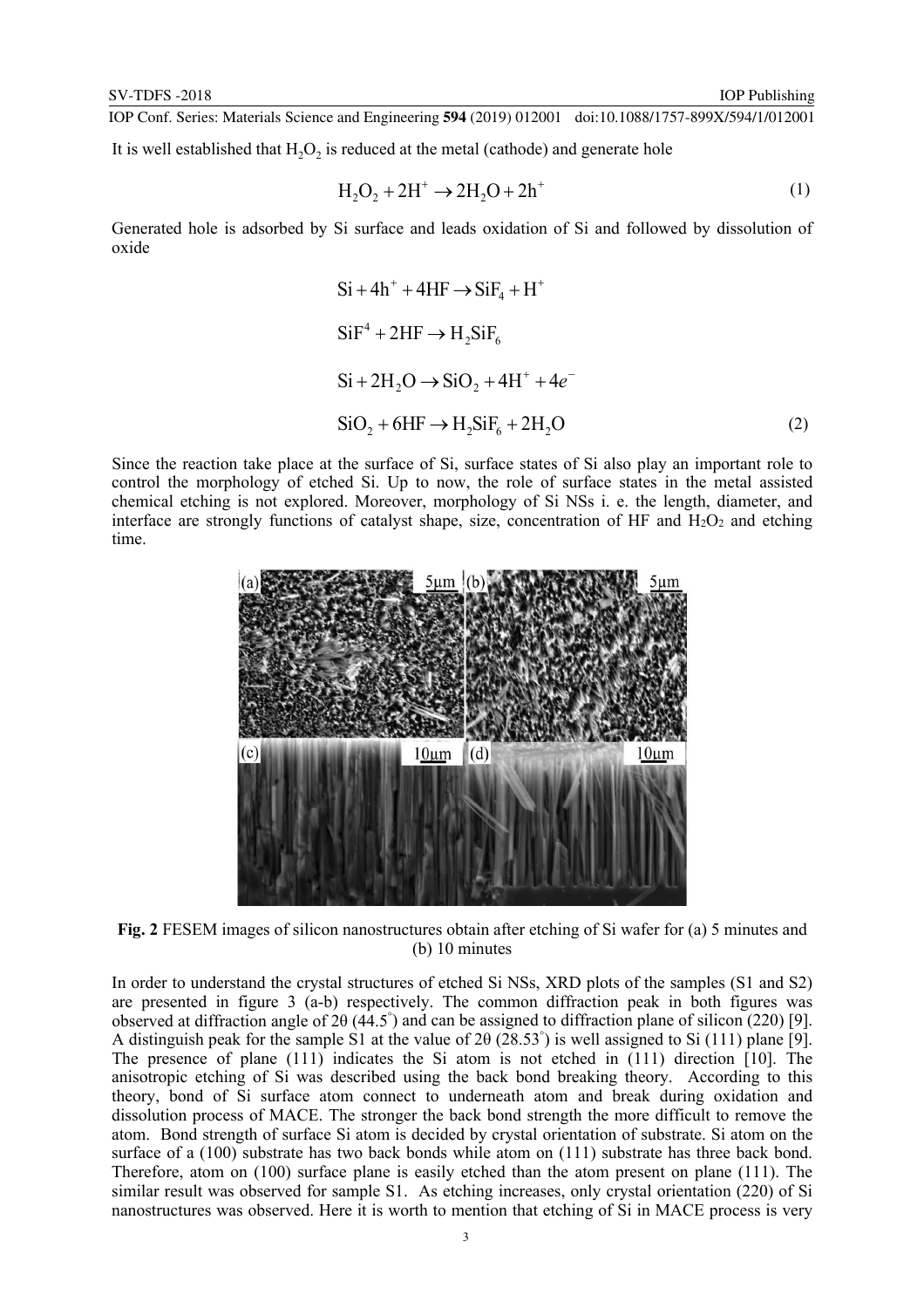It is well established that $H_2O_2$ is reduced at the metal (cathode) and generate hole

$$H_2O_2 + 2H^+ \rightarrow 2H_2O + 2h^+ \tag{1}$$

Generated hole is adsorbed by Si surface and leads oxidation of Si and followed by dissolution of oxide

$$Si + 4h^+ + 4HF \rightarrow SiF_4 + H^+$$

$$SiF^4 + 2HF \rightarrow H_2SiF_6$$

$$Si + 2H_2O \rightarrow SiO_2 + 4H^+ + 4e^-$$

$$SiO_2 + 6HF \rightarrow H_2SiF_6 + 2H_2O \tag{2}$$

Since the reaction take place at the surface of Si, surface states of Si also play an important role to control the morphology of etched Si. Up to now, the role of surface states in the metal assisted chemical etching is not explored. Moreover, morphology of Si NSs i. e. the length, diameter, and interface are strongly functions of catalyst shape, size, concentration of HF and $H_2O_2$ and etching time.

**Fig. 2** FESEM images of silicon nanostructures obtain after etching of Si wafer for (a) 5 minutes and (b) 10 minutes

In order to understand the crystal structures of etched Si NSs, XRD plots of the samples (S1 and S2) are presented in figure 3 (a-b) respectively. The common diffraction peak in both figures was observed at diffraction angle of 2θ (44.5°) and can be assigned to diffraction plane of silicon (220) [9]. A distinguish peak for the sample S1 at the value of 2θ (28.53°) is well assigned to Si (111) plane [9]. The presence of plane (111) indicates the Si atom is not etched in (111) direction [10]. The anisotropic etching of Si was described using the back bond breaking theory. According to this theory, bond of Si surface atom connect to underneath atom and break during oxidation and dissolution process of MACE. The stronger the back bond strength the more difficult to remove the atom. Bond strength of surface Si atom is decided by crystal orientation of substrate. Si atom on the surface of a (100) substrate has two back bonds while atom on (111) substrate has three back bond. Therefore, atom on (100) surface plane is easily etched than the atom present on plane (111). The similar result was observed for sample S1. As etching increases, only crystal orientation (220) of Si nanostructures was observed. Here it is worth to mention that etching of Si in MACE process is very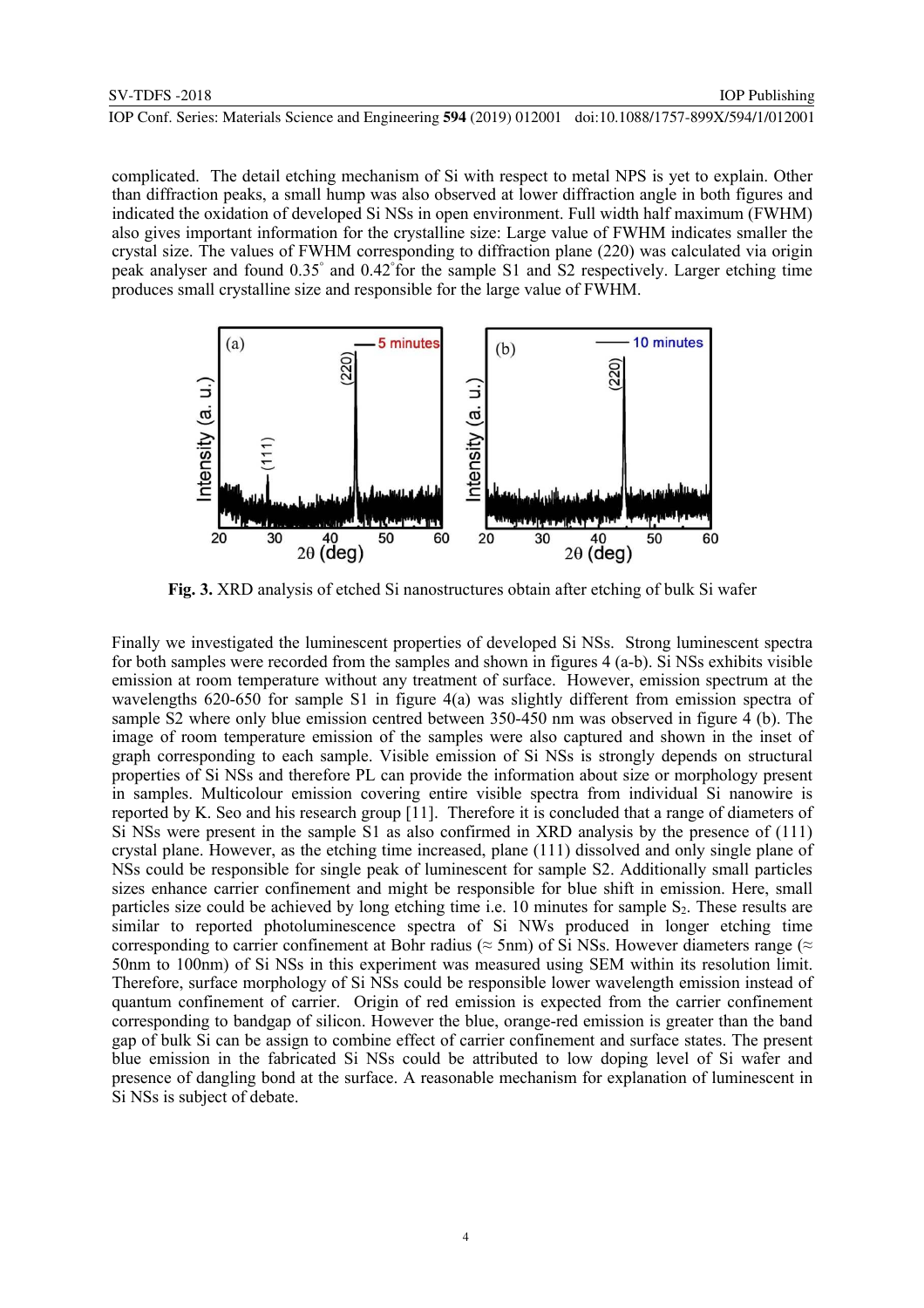complicated. The detail etching mechanism of Si with respect to metal NPS is yet to explain. Other than diffraction peaks, a small hump was also observed at lower diffraction angle in both figures and indicated the oxidation of developed Si NSs in open environment. Full width half maximum (FWHM) also gives important information for the crystalline size: Large value of FWHM indicates smaller the crystal size. The values of FWHM corresponding to diffraction plane (220) was calculated via origin peak analyser and found 0.35° and 0.42° for the sample S1 and S2 respectively. Larger etching time produces small crystalline size and responsible for the large value of FWHM.

**Fig. 3.** XRD analysis of etched Si nanostructures obtain after etching of bulk Si wafer

Finally we investigated the luminescent properties of developed Si NSs. Strong luminescent spectra for both samples were recorded from the samples and shown in figures 4 (a-b). Si NSs exhibits visible emission at room temperature without any treatment of surface. However, emission spectrum at the wavelengths 620-650 for sample S1 in figure 4(a) was slightly different from emission spectra of sample S2 where only blue emission centred between 350-450 nm was observed in figure 4 (b). The image of room temperature emission of the samples were also captured and shown in the inset of graph corresponding to each sample. Visible emission of Si NSs is strongly depends on structural properties of Si NSs and therefore PL can provide the information about size or morphology present in samples. Multicolour emission covering entire visible spectra from individual Si nanowire is reported by K. Seo and his research group [11]. Therefore it is concluded that a range of diameters of Si NSs were present in the sample S1 as also confirmed in XRD analysis by the presence of (111) crystal plane. However, as the etching time increased, plane (111) dissolved and only single plane of NSs could be responsible for single peak of luminescent for sample S2. Additionally small particles sizes enhance carrier confinement and might be responsible for blue shift in emission. Here, small particles size could be achieved by long etching time i.e. 10 minutes for sample $S_2$. These results are similar to reported photoluminescence spectra of Si NWs produced in longer etching time corresponding to carrier confinement at Bohr radius (≈ 5nm) of Si NSs. However diameters range (≈ 50nm to 100nm) of Si NSs in this experiment was measured using SEM within its resolution limit. Therefore, surface morphology of Si NSs could be responsible lower wavelength emission instead of quantum confinement of carrier. Origin of red emission is expected from the carrier confinement corresponding to bandgap of silicon. However the blue, orange-red emission is greater than the band gap of bulk Si can be assign to combine effect of carrier confinement and surface states. The present blue emission in the fabricated Si NSs could be attributed to low doping level of Si wafer and presence of dangling bond at the surface. A reasonable mechanism for explanation of luminescent in Si NSs is subject of debate.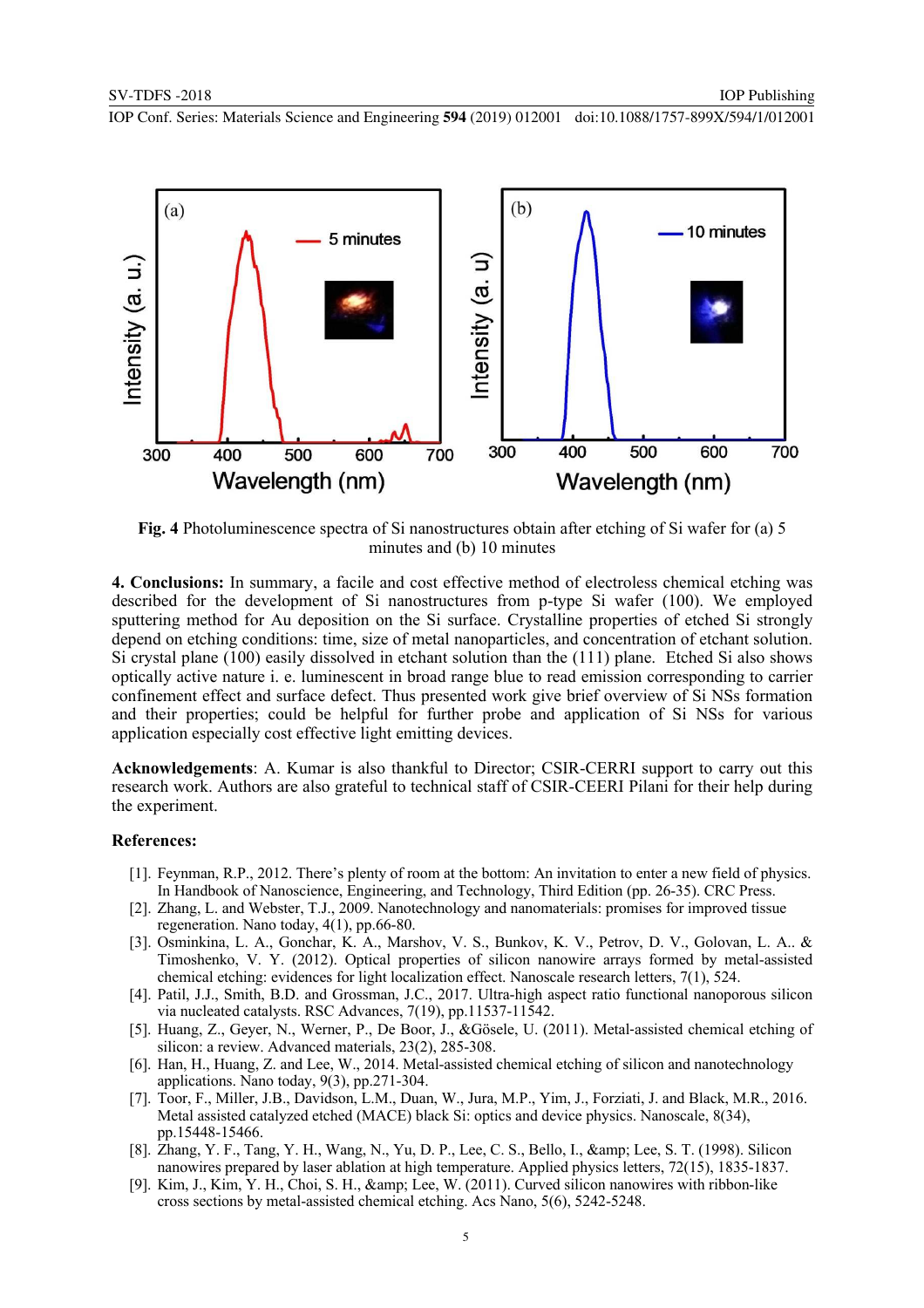**Fig. 4** Photoluminescence spectra of Si nanostructures obtain after etching of Si wafer for (a) 5 minutes and (b) 10 minutes

**4. Conclusions:** In summary, a facile and cost effective method of electroless chemical etching was described for the development of Si nanostructures from p-type Si wafer (100). We employed sputtering method for Au deposition on the Si surface. Crystalline properties of etched Si strongly depend on etching conditions: time, size of metal nanoparticles, and concentration of etchant solution. Si crystal plane (100) easily dissolved in etchant solution than the (111) plane. Etched Si also shows optically active nature i. e. luminescent in broad range blue to read emission corresponding to carrier confinement effect and surface defect. Thus presented work give brief overview of Si NSs formation and their properties; could be helpful for further probe and application of Si NSs for various application especially cost effective light emitting devices.

**Acknowledgements**: A. Kumar is also thankful to Director; CSIR-CERRI support to carry out this research work. Authors are also grateful to technical staff of CSIR-CEERI Pilani for their help during the experiment.

**References:**

[1]. Feynman, R.P., 2012. There's plenty of room at the bottom: An invitation to enter a new field of physics. In Handbook of Nanoscience, Engineering, and Technology, Third Edition (pp. 26-35). CRC Press.

[2]. Zhang, L. and Webster, T.J., 2009. Nanotechnology and nanomaterials: promises for improved tissue regeneration. Nano today, 4(1), pp.66-80.

[3]. Osminkina, L. A., Gonchar, K. A., Marshov, V. S., Bunkov, K. V., Petrov, D. V., Golovan, L. A.. & Timoshenko, V. Y. (2012). Optical properties of silicon nanowire arrays formed by metal-assisted chemical etching: evidences for light localization effect. Nanoscale research letters, 7(1), 524.

[4]. Patil, J.J., Smith, B.D. and Grossman, J.C., 2017. Ultra-high aspect ratio functional nanoporous silicon via nucleated catalysts. RSC Advances, 7(19), pp.11537-11542.

[5]. Huang, Z., Geyer, N., Werner, P., De Boor, J., &Gösele, U. (2011). Metal-assisted chemical etching of silicon: a review. Advanced materials, 23(2), 285-308.

[6]. Han, H., Huang, Z. and Lee, W., 2014. Metal-assisted chemical etching of silicon and nanotechnology applications. Nano today, 9(3), pp.271-304.

[7]. Toor, F., Miller, J.B., Davidson, L.M., Duan, W., Jura, M.P., Yim, J., Forziati, J. and Black, M.R., 2016. Metal assisted catalyzed etched (MACE) black Si: optics and device physics. Nanoscale, 8(34), pp.15448-15466.

[8]. Zhang, Y. F., Tang, Y. H., Wang, N., Yu, D. P., Lee, C. S., Bello, I., &amp; Lee, S. T. (1998). Silicon nanowires prepared by laser ablation at high temperature. Applied physics letters, 72(15), 1835-1837.

[9]. Kim, J., Kim, Y. H., Choi, S. H., &amp; Lee, W. (2011). Curved silicon nanowires with ribbon-like cross sections by metal-assisted chemical etching. Acs Nano, 5(6), 5242-5248.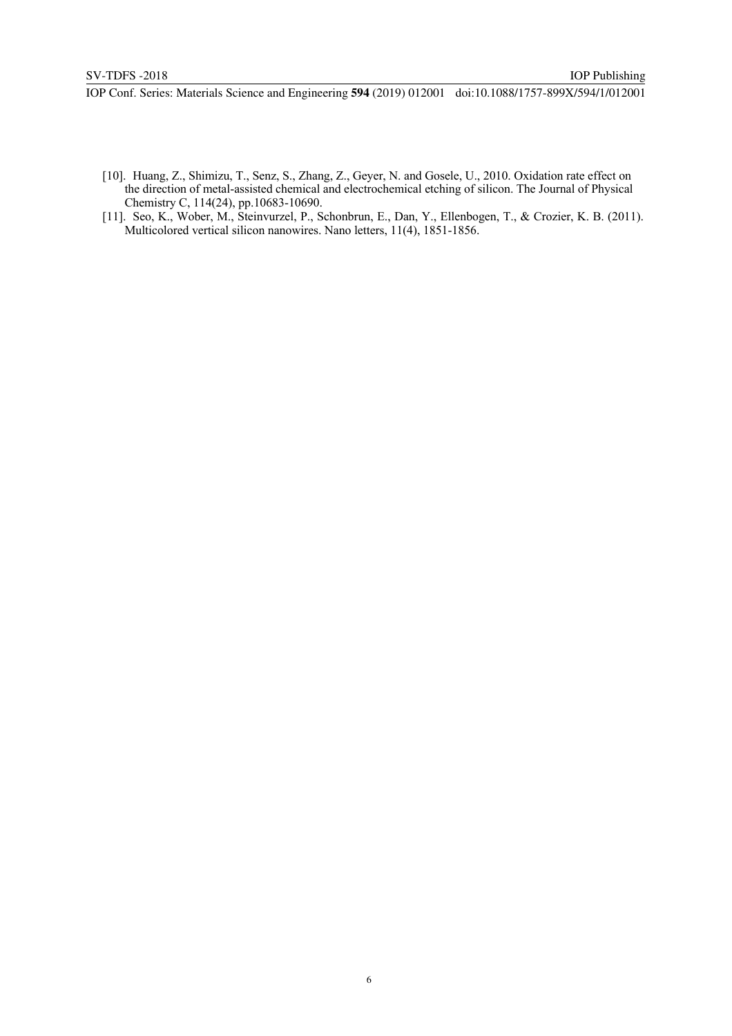[10]. Huang, Z., Shimizu, T., Senz, S., Zhang, Z., Geyer, N. and Gosele, U., 2010. Oxidation rate effect on the direction of metal-assisted chemical and electrochemical etching of silicon. The Journal of Physical Chemistry C, 114(24), pp.10683-10690.

[11]. Seo, K., Wober, M., Steinvurzel, P., Schonbrun, E., Dan, Y., Ellenbogen, T., & Crozier, K. B. (2011). Multicolored vertical silicon nanowires. Nano letters, 11(4), 1851-1856.